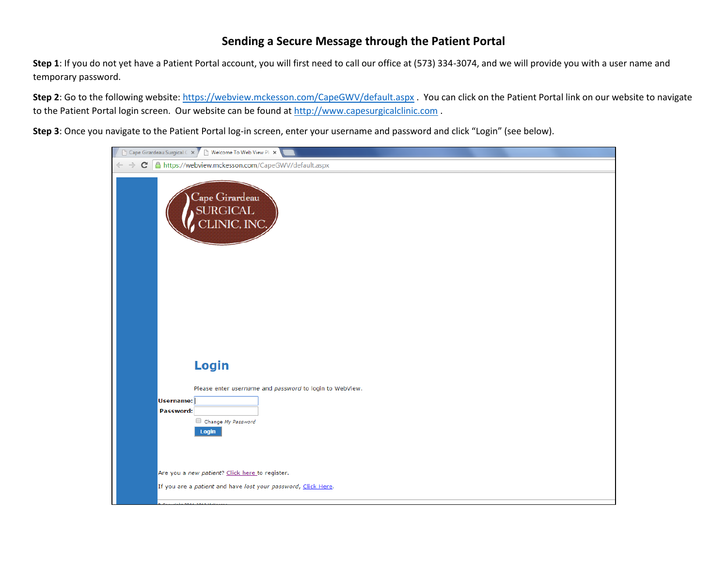# Sending a Secure Message through the Patient Portal

**Step 1**: If you do not yet have a Patient Portal account, you will first need to call our office at (573) 334-3074, and we will provide you with a user name and temporary password.

**Step 2**: Go to the following website: https://webview.mckesson.com/CapeGWV/default.aspx . You can click on the Patient Portal link on our website to navigate to the Patient Portal login screen. Our website can be found at http://www.capesurgicalclinic.com .

**Step 3**: Once you navigate to the Patient Portal log-in screen, enter your username and password and click "Login" (see below).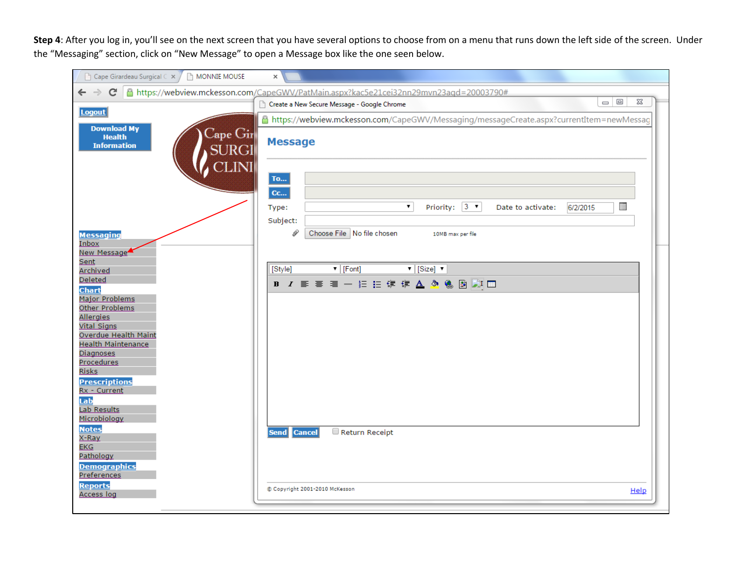**Step 4**: After you log in, you'll see on the next screen that you have several options to choose from on a menu that runs down the left side of the screen. Under the "Messaging" section, click on "New Message" to open a Message box like the one seen below.

Cape Girardeau Surgical
MONNIE MOUSE
https://webview.mckesson.com/CapeGWV/PatMain.aspx?kac5e21cei32nn29mvn23aqd=20003790#

Logout
Download My Health Information

Messaging
Inbox
New Message
Sent
Archived
Deleted
Chart
Major Problems
Other Problems
Allergies
Vital Signs
Overdue Health Maint
Health Maintenance
Diagnoses
Procedures
Risks
Prescriptions
Rx - Current
Lab
Lab Results
Microbiology
Notes
X-Ray
EKG
Pathology
Demographics
Preferences
Reports
Access log

Create a New Secure Message - Google Chrome
https://webview.mckesson.com/CapeGWV/Messaging/messageCreate.aspx?currentItem=newMessag

Message

To...
Cc...
Type:
Priority: 3
Date to activate: 6/2/2015
Subject:
Choose File No file chosen
10MB max per file
[Style] [Font] [Size]
Send Cancel Return Receipt

© Copyright 2001-2010 McKesson
Help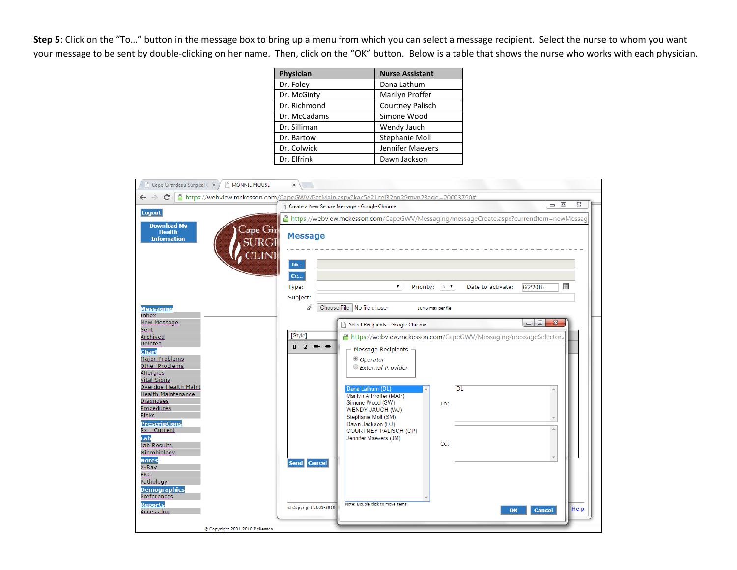**Step 5**: Click on the "To…" button in the message box to bring up a menu from which you can select a message recipient. Select the nurse to whom you want your message to be sent by double-clicking on her name. Then, click on the "OK" button. Below is a table that shows the nurse who works with each physician.

| Physician | Nurse Assistant |
|---|---|
| Dr. Foley | Dana Lathum |
| Dr. McGinty | Marilyn Proffer |
| Dr. Richmond | Courtney Palisch |
| Dr. McCadams | Simone Wood |
| Dr. Silliman | Wendy Jauch |
| Dr. Bartow | Stephanie Moll |
| Dr. Colwick | Jennifer Maevers |
| Dr. Elfrink | Dawn Jackson |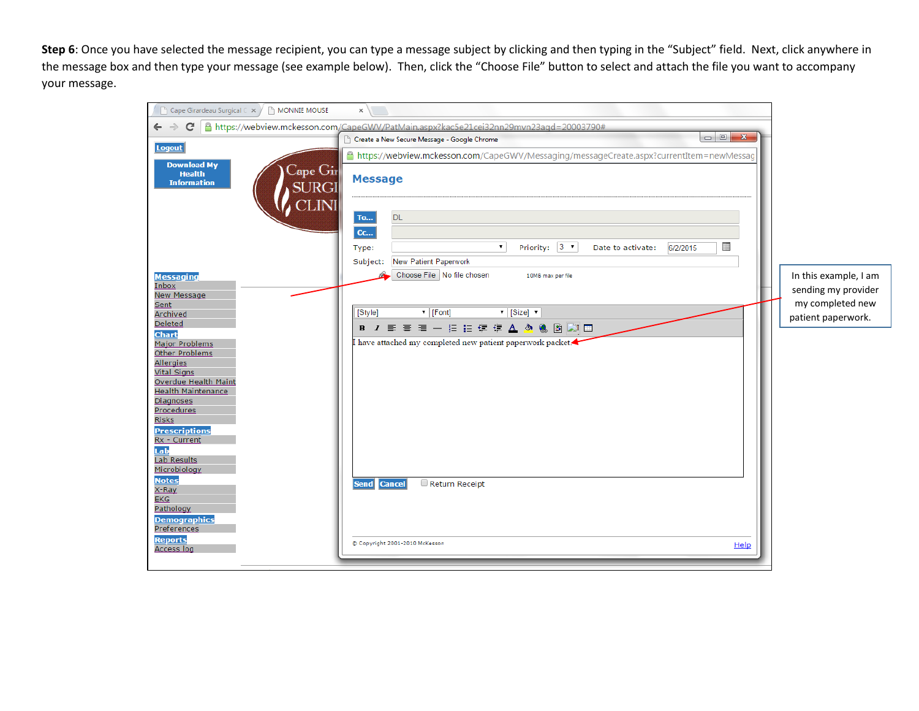**Step 6**: Once you have selected the message recipient, you can type a message subject by clicking and then typing in the "Subject" field. Next, click anywhere in the message box and then type your message (see example below). Then, click the "Choose File" button to select and attach the file you want to accompany your message.

In this example, I am sending my provider my completed new patient paperwork.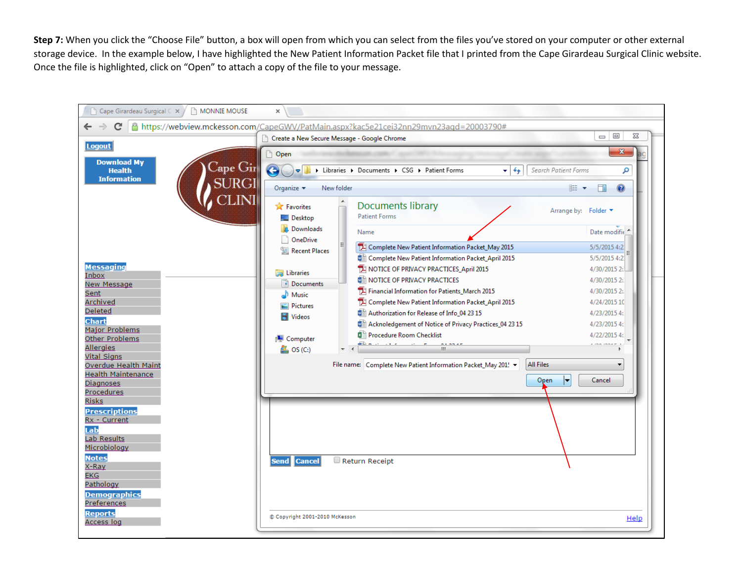**Step 7:** When you click the "Choose File" button, a box will open from which you can select from the files you've stored on your computer or other external storage device. In the example below, I have highlighted the New Patient Information Packet file that I printed from the Cape Girardeau Surgical Clinic website. Once the file is highlighted, click on "Open" to attach a copy of the file to your message.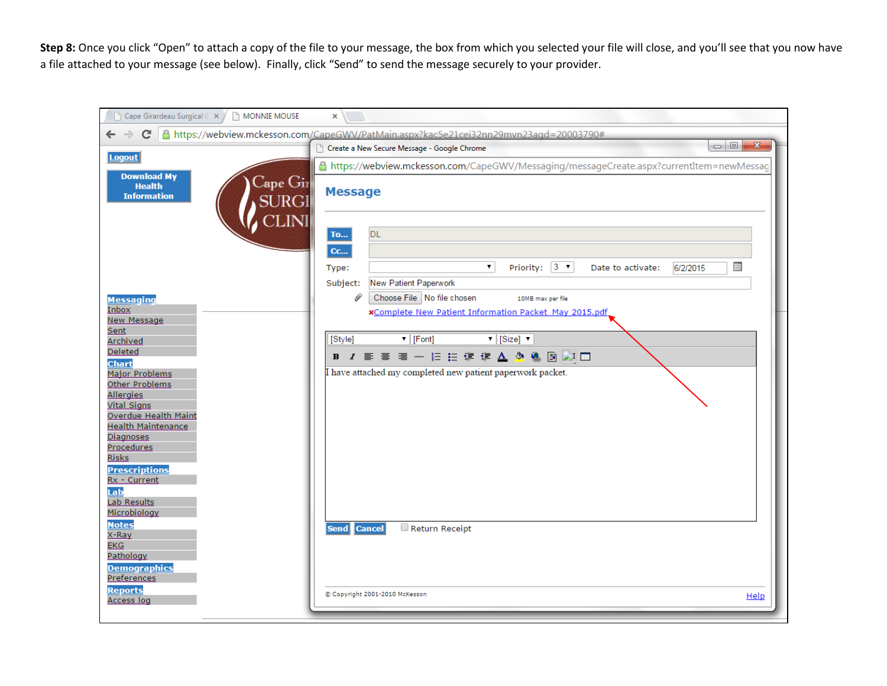**Step 8:** Once you click "Open" to attach a copy of the file to your message, the box from which you selected your file will close, and you'll see that you now have a file attached to your message (see below). Finally, click "Send" to send the message securely to your provider.